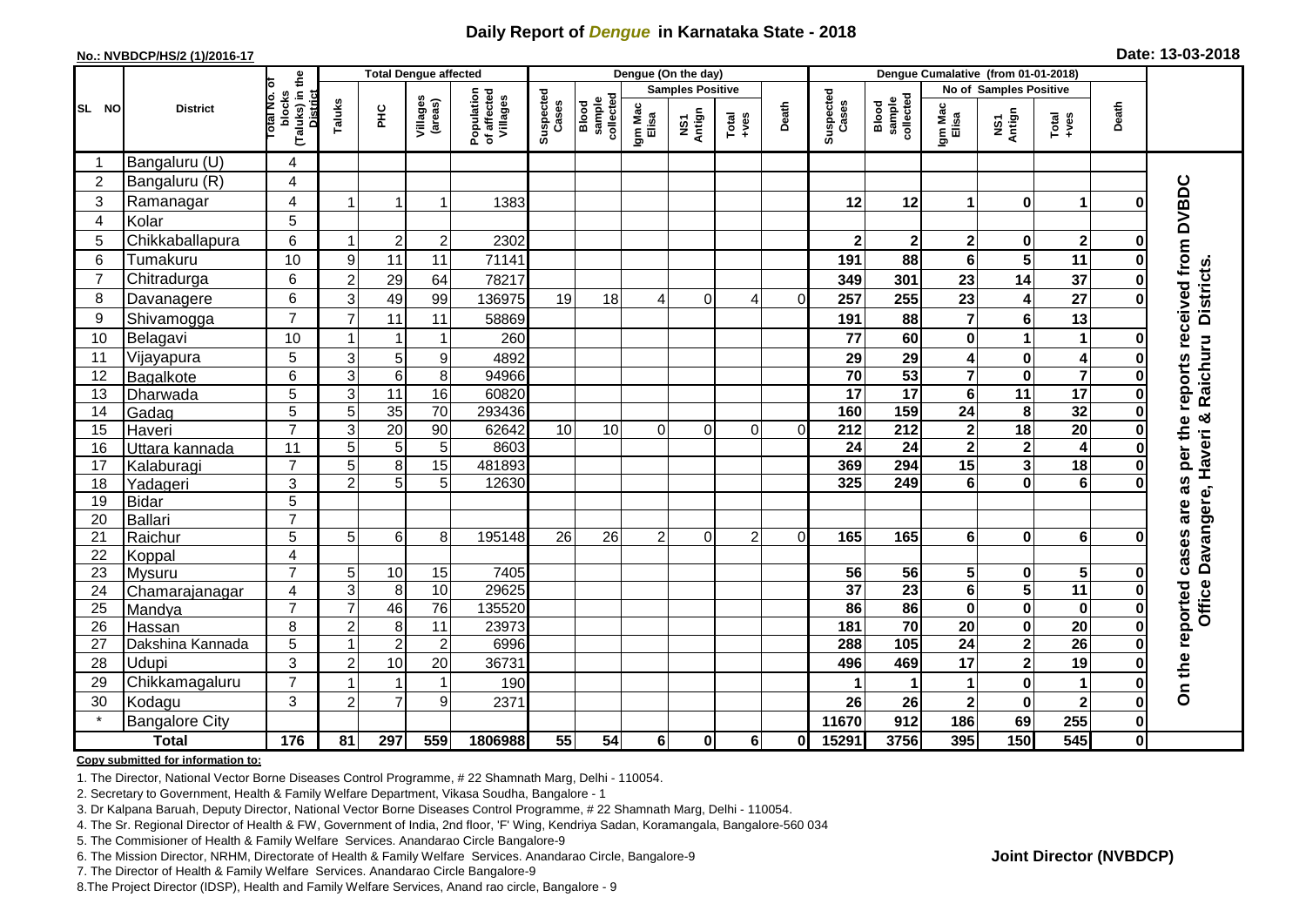# Daily Report of *Dengue* in Karnataka State - 2018

**No.: NVBDCP/HS/2 (1)/2016-17**

**Date: 13-03-2018**

| SL NO | District | Total No. of blocks (Taluks) in the District | Total Dengue affected | | | | Dengue (On the day) | | | | | | | Dengue Cumalative (from 01-01-2018) | | | | | | | |
|---|---|---|---|---|---|---|---|---|---|---|---|---|---|---|---|---|---|---|---|---|
| | | | Taluks | PHC | Villages (areas) | Population of affected Villages | Suspected Cases | Blood sample collected | Samples Positive | | | Death | Suspected Cases | Blood sample collected | No of Samples Positive | | | Death | |
| | | | | | | | | | Igm Mac Elisa | NS1 Antign | Total +ves | | | | Igm Mac Elisa | NS1 Antign | Total +ves | | |
| 1 | Bangaluru (U) | 4 | | | | | | | | | | | | | | | | | On the reported cases are as per the reports received from DVBDC Office Davangere, Haveri & Raichuru Districts. |
| 2 | Bangaluru (R) | 4 | | | | | | | | | | | | | | | | | |
| 3 | Ramanagar | 4 | 1 | 1 | 1 | 1383 | | | | | | | 12 | 12 | 1 | 0 | 1 | 0 | |
| 4 | Kolar | 5 | | | | | | | | | | | | | | | | | |
| 5 | Chikkaballapura | 6 | 1 | 2 | 2 | 2302 | | | | | | | 2 | 2 | 2 | 0 | 2 | 0 | |
| 6 | Tumakuru | 10 | 9 | 11 | 11 | 71141 | | | | | | | 191 | 88 | 6 | 5 | 11 | 0 | |
| 7 | Chitradurga | 6 | 2 | 29 | 64 | 78217 | | | | | | | 349 | 301 | 23 | 14 | 37 | 0 | |
| 8 | Davanagere | 6 | 3 | 49 | 99 | 136975 | 19 | 18 | 4 | 0 | 4 | 0 | 257 | 255 | 23 | 4 | 27 | 0 | |
| 9 | Shivamogga | 7 | 7 | 11 | 11 | 58869 | | | | | | | 191 | 88 | 7 | 6 | 13 | | |
| 10 | Belagavi | 10 | 1 | 1 | 1 | 260 | | | | | | | 77 | 60 | 0 | 1 | 1 | 0 | |
| 11 | Vijayapura | 5 | 3 | 5 | 9 | 4892 | | | | | | | 29 | 29 | 4 | 0 | 4 | 0 | |
| 12 | Bagalkote | 6 | 3 | 6 | 8 | 94966 | | | | | | | 70 | 53 | 7 | 0 | 7 | 0 | |
| 13 | Dharwada | 5 | 3 | 11 | 16 | 60820 | | | | | | | 17 | 17 | 6 | 11 | 17 | 0 | |
| 14 | Gadag | 5 | 5 | 35 | 70 | 293436 | | | | | | | 160 | 159 | 24 | 8 | 32 | 0 | |
| 15 | Haveri | 7 | 3 | 20 | 90 | 62642 | 10 | 10 | 0 | 0 | 0 | 0 | 212 | 212 | 2 | 18 | 20 | 0 | |
| 16 | Uttara kannada | 11 | 5 | 5 | 5 | 8603 | | | | | | | 24 | 24 | 2 | 2 | 4 | 0 | |
| 17 | Kalaburagi | 7 | 5 | 8 | 15 | 481893 | | | | | | | 369 | 294 | 15 | 3 | 18 | 0 | |
| 18 | Yadageri | 3 | 2 | 5 | 5 | 12630 | | | | | | | 325 | 249 | 6 | 0 | 6 | 0 | |
| 19 | Bidar | 5 | | | | | | | | | | | | | | | | | |
| 20 | Ballari | 7 | | | | | | | | | | | | | | | | | |
| 21 | Raichur | 5 | 5 | 6 | 8 | 195148 | 26 | 26 | 2 | 0 | 2 | 0 | 165 | 165 | 6 | 0 | 6 | 0 | |
| 22 | Koppal | 4 | | | | | | | | | | | | | | | | | |
| 23 | Mysuru | 7 | 5 | 10 | 15 | 7405 | | | | | | | 56 | 56 | 5 | 0 | 5 | 0 | |
| 24 | Chamarajanagar | 4 | 3 | 8 | 10 | 29625 | | | | | | | 37 | 23 | 6 | 5 | 11 | 0 | |
| 25 | Mandya | 7 | 7 | 46 | 76 | 135520 | | | | | | | 86 | 86 | 0 | 0 | 0 | 0 | |
| 26 | Hassan | 8 | 2 | 8 | 11 | 23973 | | | | | | | 181 | 70 | 20 | 0 | 20 | 0 | |
| 27 | Dakshina Kannada | 5 | 1 | 2 | 2 | 6996 | | | | | | | 288 | 105 | 24 | 2 | 26 | 0 | |
| 28 | Udupi | 3 | 2 | 10 | 20 | 36731 | | | | | | | 496 | 469 | 17 | 2 | 19 | 0 | |
| 29 | Chikkamagaluru | 7 | 1 | 1 | 1 | 190 | | | | | | | 1 | 1 | 1 | 0 | 1 | 0 | |
| 30 | Kodagu | 3 | 2 | 7 | 9 | 2371 | | | | | | | 26 | 26 | 2 | 0 | 2 | 0 | |
| * | Bangalore City | | | | | | | | | | | | 11670 | 912 | 186 | 69 | 255 | 0 | |
| **Total** | | **176** | **81** | **297** | **559** | **1806988** | **55** | **54** | **6** | **0** | **6** | **0** | **15291** | **3756** | **395** | **150** | **545** | **0** | |

**Copy submitted for information to:**

1. The Director, National Vector Borne Diseases Control Programme, # 22 Shamnath Marg, Delhi - 110054.
2. Secretary to Government, Health & Family Welfare Department, Vikasa Soudha, Bangalore - 1
3. Dr Kalpana Baruah, Deputy Director, National Vector Borne Diseases Control Programme, # 22 Shamnath Marg, Delhi - 110054.
4. The Sr. Regional Director of Health & FW, Government of India, 2nd floor, 'F' Wing, Kendriya Sadan, Koramangala, Bangalore-560 034
5. The Commisioner of Health & Family Welfare Services. Anandarao Circle Bangalore-9
6. The Mission Director, NRHM, Directorate of Health & Family Welfare Services. Anandarao Circle, Bangalore-9
7. The Director of Health & Family Welfare Services. Anandarao Circle Bangalore-9
8. The Project Director (IDSP), Health and Family Welfare Services, Anand rao circle, Bangalore - 9

**Joint Director (NVBDCP)**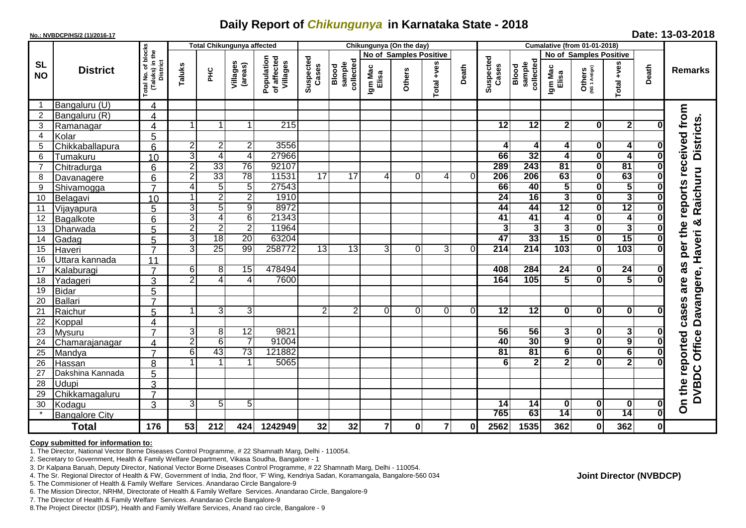# Daily Report of *Chikungunya* in Karnataka State - 2018

**No.: NVBDCP/HS/2 (1)/2016-17**

**Date: 13-03-2018**

| SL NO | District | Total No. of blocks (Taluks) in the District | Total Chikungunya affected | | | | Chikungunya (On the day) | | | | | | | Cumalative (from 01-01-2018) | | | | | | | Remarks |
|---|---|---|---|---|---|---|---|---|---|---|---|---|---|---|---|---|---|---|---|---|---|
| | | | Taluks | PHC | Villages (areas) | Population of affected Villages | Suspected Cases | Blood sample collected | No of Samples Positive | | | Death | Suspected Cases | Blood sample collected | No of Samples Positive | | | Death | |
| | | | | | | | | | Igm Mac Elisa | Others | Total +ves | | | | Igm Mac Elisa | Others (NS 1 Antign) | Total +ves | | |
| 1 | Bangaluru (U) | 4 | | | | | | | | | | | | | | | | | On the reported cases are as per the reports received from DVBDC Office Davangere, Haveri & Raichuru Districts. |
| 2 | Bangaluru (R) | 4 | | | | | | | | | | | | | | | | | |
| 3 | Ramanagar | 4 | 1 | 1 | 1 | 215 | | | | | | | 12 | 12 | 2 | 0 | 2 | 0 | |
| 4 | Kolar | 5 | | | | | | | | | | | | | | | | | |
| 5 | Chikkaballapura | 6 | 2 | 2 | 2 | 3556 | | | | | | | 4 | 4 | 4 | 0 | 4 | 0 | |
| 6 | Tumakuru | 10 | 3 | 4 | 4 | 27966 | | | | | | | 66 | 32 | 4 | 0 | 4 | 0 | |
| 7 | Chitradurga | 6 | 2 | 33 | 76 | 92107 | | | | | | | 289 | 243 | 81 | 0 | 81 | 0 | |
| 8 | Davanagere | 6 | 2 | 33 | 78 | 11531 | 17 | 17 | 4 | 0 | 4 | 0 | 206 | 206 | 63 | 0 | 63 | 0 | |
| 9 | Shivamogga | 7 | 4 | 5 | 5 | 27543 | | | | | | | 66 | 40 | 5 | 0 | 5 | 0 | |
| 10 | Belagavi | 10 | 1 | 2 | 2 | 1910 | | | | | | | 24 | 16 | 3 | 0 | 3 | 0 | |
| 11 | Vijayapura | 5 | 3 | 5 | 9 | 8972 | | | | | | | 44 | 44 | 12 | 0 | 12 | 0 | |
| 12 | Bagalkote | 6 | 3 | 4 | 6 | 21343 | | | | | | | 41 | 41 | 4 | 0 | 4 | 0 | |
| 13 | Dharwada | 5 | 2 | 2 | 2 | 11964 | | | | | | | 3 | 3 | 3 | 0 | 3 | 0 | |
| 14 | Gadag | 5 | 3 | 18 | 20 | 63204 | | | | | | | 47 | 33 | 15 | 0 | 15 | 0 | |
| 15 | Haveri | 7 | 3 | 25 | 99 | 258772 | 13 | 13 | 3 | 0 | 3 | 0 | 214 | 214 | 103 | 0 | 103 | 0 | |
| 16 | Uttara kannada | 11 | | | | | | | | | | | | | | | | | |
| 17 | Kalaburagi | 7 | 6 | 8 | 15 | 478494 | | | | | | | 408 | 284 | 24 | 0 | 24 | 0 | |
| 18 | Yadageri | 3 | 2 | 4 | 4 | 7600 | | | | | | | 164 | 105 | 5 | 0 | 5 | 0 | |
| 19 | Bidar | 5 | | | | | | | | | | | | | | | | | |
| 20 | Ballari | 7 | | | | | | | | | | | | | | | | | |
| 21 | Raichur | 5 | 1 | 3 | 3 | | 2 | 2 | 0 | 0 | 0 | 0 | 12 | 12 | 0 | 0 | 0 | 0 | |
| 22 | Koppal | 4 | | | | | | | | | | | | | | | | | |
| 23 | Mysuru | 7 | 3 | 8 | 12 | 9821 | | | | | | | 56 | 56 | 3 | 0 | 3 | 0 | |
| 24 | Chamarajanagar | 4 | 2 | 6 | 7 | 91004 | | | | | | | 40 | 30 | 9 | 0 | 9 | 0 | |
| 25 | Mandya | 7 | 6 | 43 | 73 | 121882 | | | | | | | 81 | 81 | 6 | 0 | 6 | 0 | |
| 26 | Hassan | 8 | 1 | 1 | 1 | 5065 | | | | | | | 6 | 2 | 2 | 0 | 2 | 0 | |
| 27 | Dakshina Kannada | 5 | | | | | | | | | | | | | | | | | |
| 28 | Udupi | 3 | | | | | | | | | | | | | | | | | |
| 29 | Chikkamagaluru | 7 | | | | | | | | | | | | | | | | | |
| 30 | Kodagu | 3 | 3 | 5 | 5 | | | | | | | | 14 | 14 | 0 | 0 | 0 | 0 | |
| * | Bangalore City | | | | | | | | | | | | 765 | 63 | 14 | 0 | 14 | 0 | |
| | **Total** | **176** | **53** | **212** | **424** | **1242949** | **32** | **32** | **7** | **0** | **7** | **0** | **2562** | **1535** | **362** | **0** | **362** | **0** | |

**Copy submitted for information to:**

1. The Director, National Vector Borne Diseases Control Programme, # 22 Shamnath Marg, Delhi - 110054.
2. Secretary to Government, Health & Family Welfare Department, Vikasa Soudha, Bangalore - 1
3. Dr Kalpana Baruah, Deputy Director, National Vector Borne Diseases Control Programme, # 22 Shamnath Marg, Delhi - 110054.
4. The Sr. Regional Director of Health & FW, Government of India, 2nd floor, 'F' Wing, Kendriya Sadan, Koramangala, Bangalore-560 034
5. The Commisioner of Health & Family Welfare Services. Anandarao Circle Bangalore-9
6. The Mission Director, NRHM, Directorate of Health & Family Welfare Services. Anandarao Circle, Bangalore-9
7. The Director of Health & Family Welfare Services. Anandarao Circle Bangalore-9
8. The Project Director (IDSP), Health and Family Welfare Services, Anand rao circle, Bangalore - 9

**Joint Director (NVBDCP)**